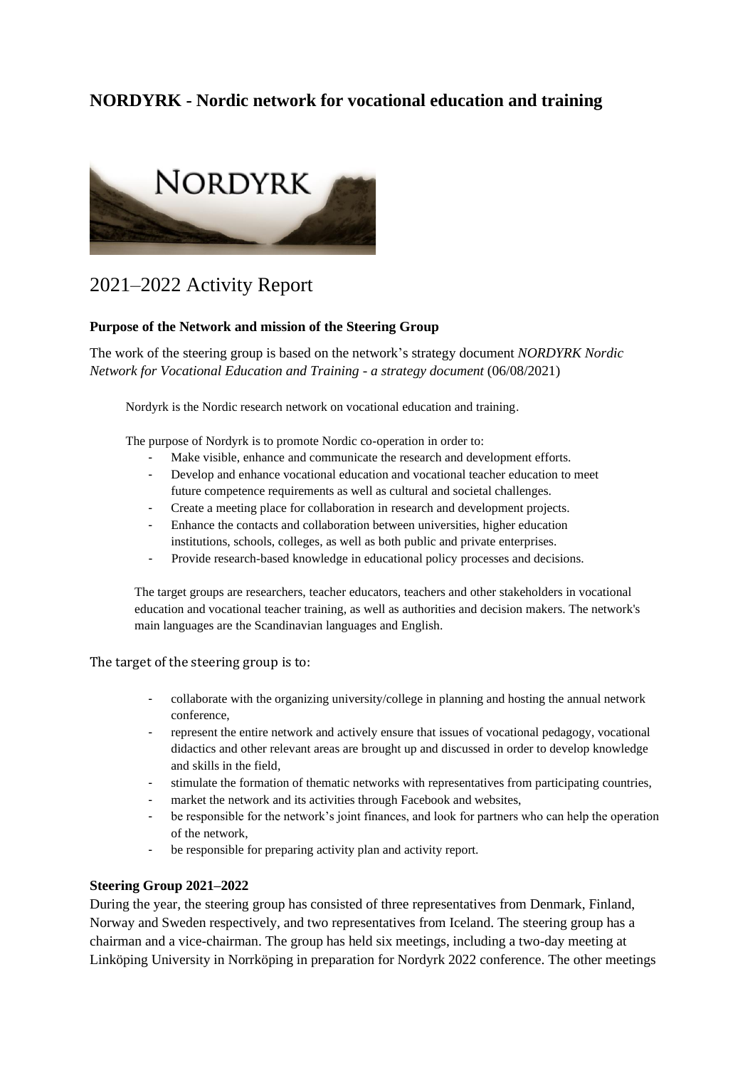# NORDYRK - Nordic network for vocational education and training

## 2021–2022 Activity Report

### Purpose of the Network and mission of the Steering Group

The work of the steering group is based on the network's strategy document *NORDYRK Nordic Network for Vocational Education and Training - a strategy document* (06/08/2021)

Nordyrk is the Nordic research network on vocational education and training.

The purpose of Nordyrk is to promote Nordic co-operation in order to:

- Make visible, enhance and communicate the research and development efforts.
- Develop and enhance vocational education and vocational teacher education to meet future competence requirements as well as cultural and societal challenges.
- Create a meeting place for collaboration in research and development projects.
- Enhance the contacts and collaboration between universities, higher education institutions, schools, colleges, as well as both public and private enterprises.
- Provide research-based knowledge in educational policy processes and decisions.

The target groups are researchers, teacher educators, teachers and other stakeholders in vocational education and vocational teacher training, as well as authorities and decision makers. The network's main languages are the Scandinavian languages and English.

The target of the steering group is to:

- collaborate with the organizing university/college in planning and hosting the annual network conference,
- represent the entire network and actively ensure that issues of vocational pedagogy, vocational didactics and other relevant areas are brought up and discussed in order to develop knowledge and skills in the field,
- stimulate the formation of thematic networks with representatives from participating countries,
- market the network and its activities through Facebook and websites,
- be responsible for the network's joint finances, and look for partners who can help the operation of the network,
- be responsible for preparing activity plan and activity report.

### Steering Group 2021–2022

During the year, the steering group has consisted of three representatives from Denmark, Finland, Norway and Sweden respectively, and two representatives from Iceland. The steering group has a chairman and a vice-chairman. The group has held six meetings, including a two-day meeting at Linköping University in Norrköping in preparation for Nordyrk 2022 conference. The other meetings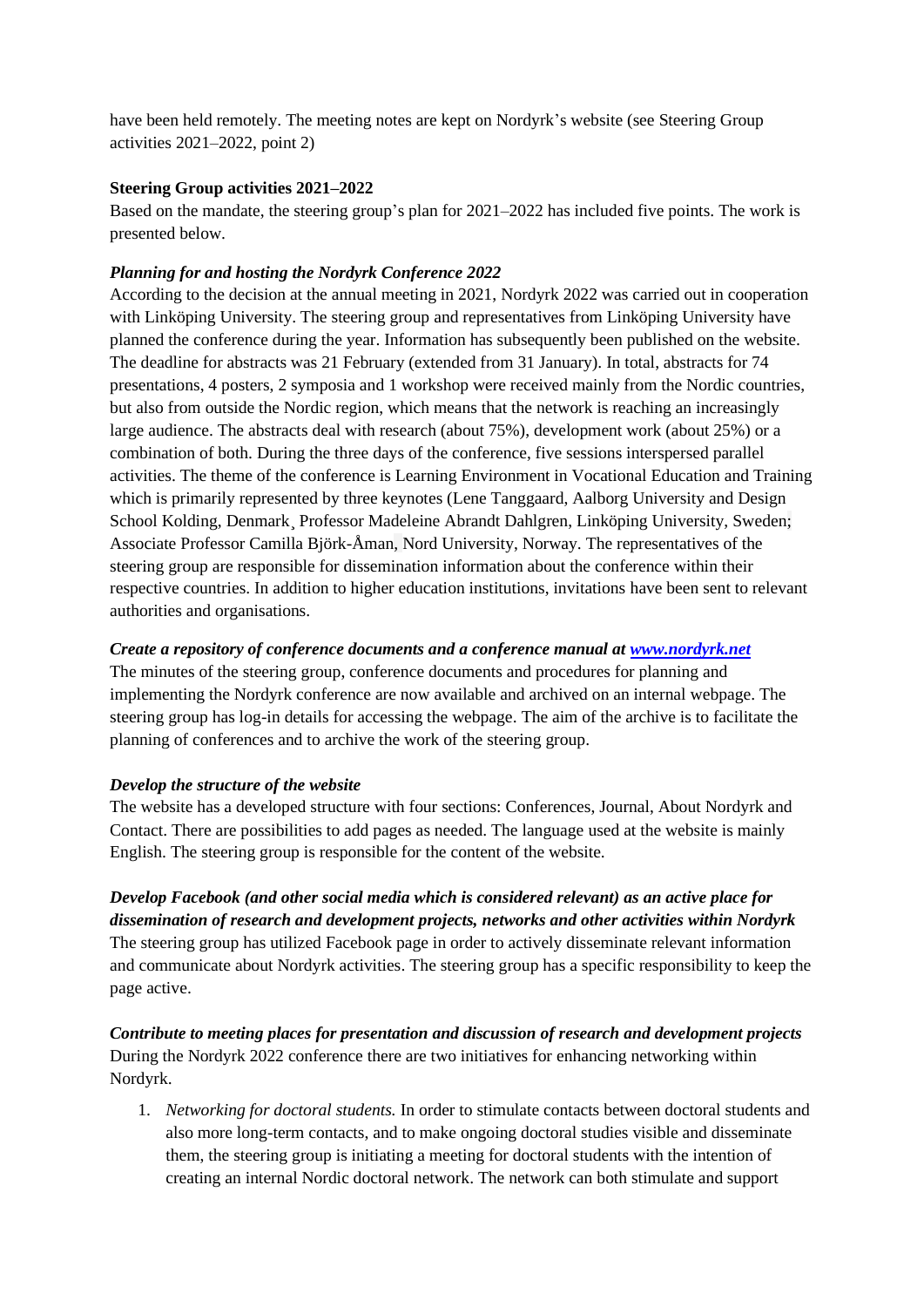have been held remotely. The meeting notes are kept on Nordyrk's website (see Steering Group activities 2021–2022, point 2)

**Steering Group activities 2021–2022**

Based on the mandate, the steering group's plan for 2021–2022 has included five points. The work is presented below.

***Planning for and hosting the Nordyrk Conference 2022***

According to the decision at the annual meeting in 2021, Nordyrk 2022 was carried out in cooperation with Linköping University. The steering group and representatives from Linköping University have planned the conference during the year. Information has subsequently been published on the website. The deadline for abstracts was 21 February (extended from 31 January). In total, abstracts for 74 presentations, 4 posters, 2 symposia and 1 workshop were received mainly from the Nordic countries, but also from outside the Nordic region, which means that the network is reaching an increasingly large audience. The abstracts deal with research (about 75%), development work (about 25%) or a combination of both. During the three days of the conference, five sessions interspersed parallel activities. The theme of the conference is Learning Environment in Vocational Education and Training which is primarily represented by three keynotes (Lene Tanggaard, Aalborg University and Design School Kolding, Denmark¸ Professor Madeleine Abrandt Dahlgren, Linköping University, Sweden; Associate Professor Camilla Björk-Åman, Nord University, Norway. The representatives of the steering group are responsible for dissemination information about the conference within their respective countries. In addition to higher education institutions, invitations have been sent to relevant authorities and organisations.

***Create a repository of conference documents and a conference manual at [www.nordyrk.net](www.nordyrk.net)***

The minutes of the steering group, conference documents and procedures for planning and implementing the Nordyrk conference are now available and archived on an internal webpage. The steering group has log-in details for accessing the webpage. The aim of the archive is to facilitate the planning of conferences and to archive the work of the steering group.

***Develop the structure of the website***

The website has a developed structure with four sections: Conferences, Journal, About Nordyrk and Contact. There are possibilities to add pages as needed. The language used at the website is mainly English. The steering group is responsible for the content of the website.

***Develop Facebook (and other social media which is considered relevant) as an active place for dissemination of research and development projects, networks and other activities within Nordyrk***

The steering group has utilized Facebook page in order to actively disseminate relevant information and communicate about Nordyrk activities. The steering group has a specific responsibility to keep the page active.

***Contribute to meeting places for presentation and discussion of research and development projects***

During the Nordyrk 2022 conference there are two initiatives for enhancing networking within Nordyrk.

1. *Networking for doctoral students.* In order to stimulate contacts between doctoral students and also more long-term contacts, and to make ongoing doctoral studies visible and disseminate them, the steering group is initiating a meeting for doctoral students with the intention of creating an internal Nordic doctoral network. The network can both stimulate and support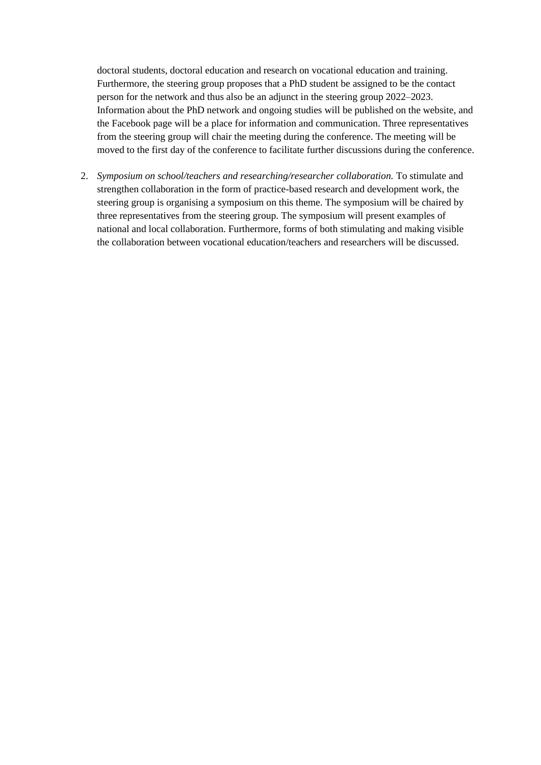doctoral students, doctoral education and research on vocational education and training. Furthermore, the steering group proposes that a PhD student be assigned to be the contact person for the network and thus also be an adjunct in the steering group 2022–2023. Information about the PhD network and ongoing studies will be published on the website, and the Facebook page will be a place for information and communication. Three representatives from the steering group will chair the meeting during the conference. The meeting will be moved to the first day of the conference to facilitate further discussions during the conference.

2. *Symposium on school/teachers and researching/researcher collaboration.* To stimulate and strengthen collaboration in the form of practice-based research and development work, the steering group is organising a symposium on this theme. The symposium will be chaired by three representatives from the steering group. The symposium will present examples of national and local collaboration. Furthermore, forms of both stimulating and making visible the collaboration between vocational education/teachers and researchers will be discussed.